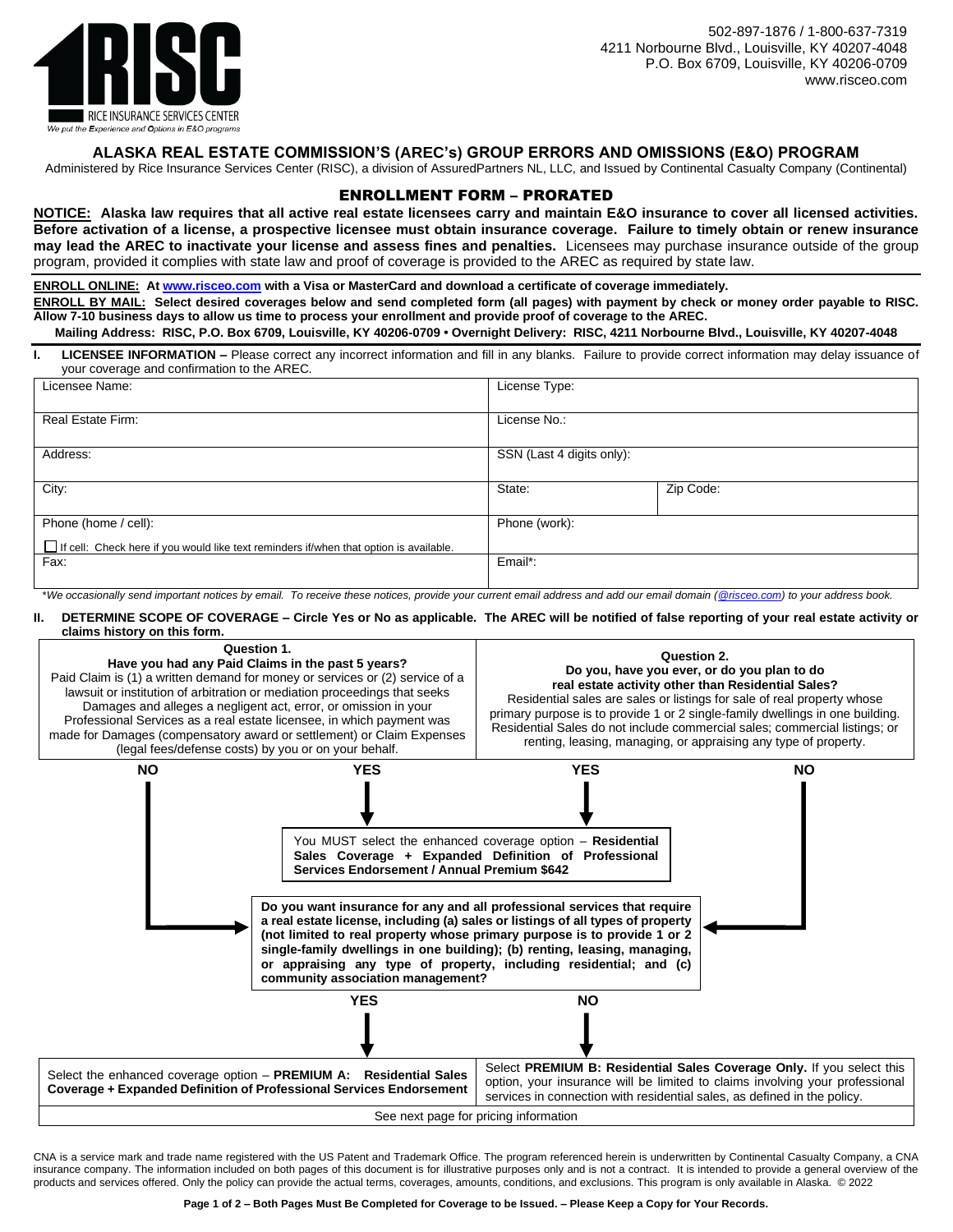RISC
RICE INSURANCE SERVICES CENTER
*We put the Experience and Options in E&O programs*

502-897-1876 / 1-800-637-7319
4211 Norbourne Blvd., Louisville, KY 40207-4048
P.O. Box 6709, Louisville, KY 40206-0709
www.risceo.com

# ALASKA REAL ESTATE COMMISSION'S (AREC's) GROUP ERRORS AND OMISSIONS (E&O) PROGRAM

Administered by Rice Insurance Services Center (RISC), a division of AssuredPartners NL, LLC, and Issued by Continental Casualty Company (Continental)

## ENROLLMENT FORM – PRORATED

**NOTICE: Alaska law requires that all active real estate licensees carry and maintain E&O insurance to cover all licensed activities. Before activation of a license, a prospective licensee must obtain insurance coverage. Failure to timely obtain or renew insurance may lead the AREC to inactivate your license and assess fines and penalties.** Licensees may purchase insurance outside of the group program, provided it complies with state law and proof of coverage is provided to the AREC as required by state law.

**ENROLL ONLINE: At www.risceo.com with a Visa or MasterCard and download a certificate of coverage immediately.**

**ENROLL BY MAIL: Select desired coverages below and send completed form (all pages) with payment by check or money order payable to RISC. Allow 7-10 business days to allow us time to process your enrollment and provide proof of coverage to the AREC.**

**Mailing Address: RISC, P.O. Box 6709, Louisville, KY 40206-0709 • Overnight Delivery: RISC, 4211 Norbourne Blvd., Louisville, KY 40207-4048**

**I. LICENSEE INFORMATION –** Please correct any incorrect information and fill in any blanks. Failure to provide correct information may delay issuance of your coverage and confirmation to the AREC.

| | | |
|---|---|---|
| Licensee Name: | License Type: | |
| Real Estate Firm: | License No.: | |
| Address: | SSN (Last 4 digits only): | |
| City: | State: | Zip Code: |
| Phone (home / cell):<br>☐ If cell: Check here if you would like text reminders if/when that option is available. | Phone (work): | |
| Fax: | Email*: | |

*\*We occasionally send important notices by email. To receive these notices, provide your current email address and add our email domain (@risceo.com) to your address book.*

**II. DETERMINE SCOPE OF COVERAGE – Circle Yes or No as applicable. The AREC will be notified of false reporting of your real estate activity or claims history on this form.**

**Question 1.**
**Have you had any Paid Claims in the past 5 years?**
Paid Claim is (1) a written demand for money or services or (2) service of a lawsuit or institution of arbitration or mediation proceedings that seeks Damages and alleges a negligent act, error, or omission in your Professional Services as a real estate licensee, in which payment was made for Damages (compensatory award or settlement) or Claim Expenses (legal fees/defense costs) by you or on your behalf.

**NO** / **YES**

**Question 2.**
**Do you, have you ever, or do you plan to do real estate activity other than Residential Sales?**
Residential sales are sales or listings for sale of real property whose primary purpose is to provide 1 or 2 single-family dwellings in one building. Residential Sales do not include commercial sales; commercial listings; or renting, leasing, managing, or appraising any type of property.

**YES** / **NO**

If YES to Question 1 or Question 2: You MUST select the enhanced coverage option – **Residential Sales Coverage + Expanded Definition of Professional Services Endorsement / Annual Premium $642**

If NO to Question 1 and Question 2:

**Do you want insurance for any and all professional services that require a real estate license, including (a) sales or listings of all types of property (not limited to real property whose primary purpose is to provide 1 or 2 single-family dwellings in one building); (b) renting, leasing, managing, or appraising any type of property, including residential; and (c) community association management?**

**YES:** Select the enhanced coverage option – **PREMIUM A: Residential Sales Coverage + Expanded Definition of Professional Services Endorsement**

**NO:** Select **PREMIUM B: Residential Sales Coverage Only.** If you select this option, your insurance will be limited to claims involving your professional services in connection with residential sales, as defined in the policy.

See next page for pricing information

CNA is a service mark and trade name registered with the US Patent and Trademark Office. The program referenced herein is underwritten by Continental Casualty Company, a CNA insurance company. The information included on both pages of this document is for illustrative purposes only and is not a contract. It is intended to provide a general overview of the products and services offered. Only the policy can provide the actual terms, coverages, amounts, conditions, and exclusions. This program is only available in Alaska. © 2022

**Both Pages Must Be Completed for Coverage to be Issued. – Please Keep a Copy for Your Records.**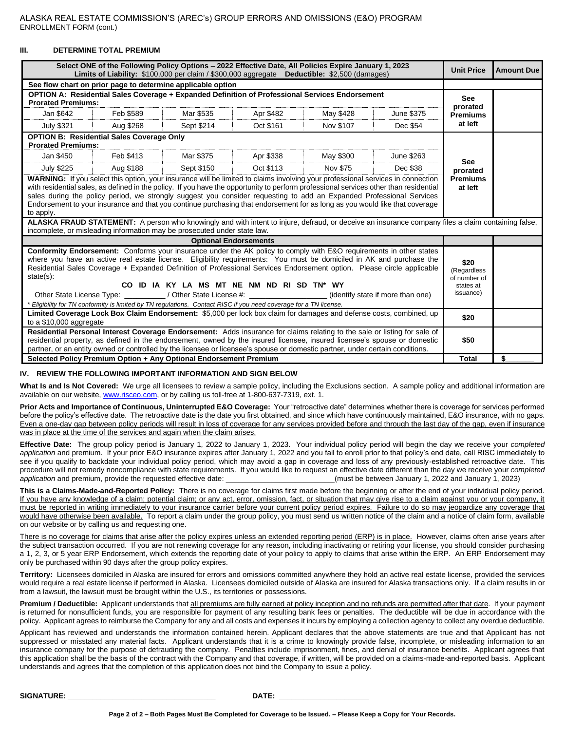ALASKA REAL ESTATE COMMISSION'S (AREC's) GROUP ERRORS AND OMISSIONS (E&O) PROGRAM
ENROLLMENT FORM (cont.)

### III. DETERMINE TOTAL PREMIUM

| **Select ONE of the Following Policy Options – 2022 Effective Date, All Policies Expire January 1, 2023** Limits of Liability: $100,000 per claim / $300,000 aggregate **Deductible:** $2,500 (damages) | | | | | | **Unit Price** | **Amount Due** |
|---|---|---|---|---|---|---|---|
| **See flow chart on prior page to determine applicable option** | | | | | | | |
| **OPTION A: Residential Sales Coverage + Expanded Definition of Professional Services Endorsement Prorated Premiums:** | | | | | | **See prorated Premiums at left** | |
| Jan $642 | Feb $589 | Mar $535 | Apr $482 | May $428 | June $375 | | |
| July $321 | Aug $268 | Sept $214 | Oct $161 | Nov $107 | Dec $54 | | |
| **OPTION B: Residential Sales Coverage Only Prorated Premiums:** | | | | | | **See prorated Premiums at left** | |
| Jan $450 | Feb $413 | Mar $375 | Apr $338 | May $300 | June $263 | | |
| July $225 | Aug $188 | Sept $150 | Oct $113 | Nov $75 | Dec $38 | | |
| **WARNING:** If you select this option, your insurance will be limited to claims involving your professional services in connection with residential sales, as defined in the policy. If you have the opportunity to perform professional services other than residential sales during the policy period, we strongly suggest you consider requesting to add an Expanded Professional Services Endorsement to your insurance and that you continue purchasing that endorsement for as long as you would like that coverage to apply. | | | | | | | |
| **ALASKA FRAUD STATEMENT:** A person who knowingly and with intent to injure, defraud, or deceive an insurance company files a claim containing false, incomplete, or misleading information may be prosecuted under state law. | | | | | | | |
| **Optional Endorsements** | | | | | | | |
| **Conformity Endorsement:** Conforms your insurance under the AK policy to comply with E&O requirements in other states where you have an active real estate license. Eligibility requirements: You must be domiciled in AK and purchase the Residential Sales Coverage + Expanded Definition of Professional Services Endorsement option. Please circle applicable state(s): **CO ID IA KY LA MS MT NE NM ND RI SD TN* WY** Other State License Type: __________ / Other State License #: __________________ (identify state if more than one) *\* Eligibility for TN conformity is limited by TN regulations. Contact RISC if you need coverage for a TN license.* | | | | | | **$20** (Regardless of number of states at issuance) | |
| **Limited Coverage Lock Box Claim Endorsement:** $5,000 per lock box claim for damages and defense costs, combined, up to a $10,000 aggregate | | | | | | **$20** | |
| **Residential Personal Interest Coverage Endorsement:** Adds insurance for claims relating to the sale or listing for sale of residential property, as defined in the endorsement, owned by the insured licensee, insured licensee's spouse or domestic partner, or an entity owned or controlled by the licensee or licensee's spouse or domestic partner, under certain conditions. | | | | | | **$50** | |
| **Selected Policy Premium Option + Any Optional Endorsement Premium** | | | | | | **Total** | **$______** |

### IV. REVIEW THE FOLLOWING IMPORTANT INFORMATION AND SIGN BELOW

**What Is and Is Not Covered:** We urge all licensees to review a sample policy, including the Exclusions section. A sample policy and additional information are available on our website, www.risceo.com, or by calling us toll-free at 1-800-637-7319, ext. 1.

**Prior Acts and Importance of Continuous, Uninterrupted E&O Coverage:** Your "retroactive date" determines whether there is coverage for services performed before the policy's effective date. The retroactive date is the date you first obtained, and since which have continuously maintained, E&O insurance, with no gaps. Even a one-day gap between policy periods will result in loss of coverage for any services provided before and through the last day of the gap, even if insurance was in place at the time of the services and again when the claim arises.

**Effective Date:** The group policy period is January 1, 2022 to January 1, 2023. Your individual policy period will begin the day we receive your *completed application* and premium. If your prior E&O insurance expires after January 1, 2022 and you fail to enroll prior to that policy's end date, call RISC immediately to see if you qualify to backdate your individual policy period, which may avoid a gap in coverage and loss of any previously-established retroactive date. This procedure will not remedy noncompliance with state requirements. If you would like to request an effective date different than the day we receive your *completed application* and premium, provide the requested effective date: __________________________(must be between January 1, 2022 and January 1, 2023)

**This is a Claims-Made-and-Reported Policy:** There is no coverage for claims first made before the beginning or after the end of your individual policy period. If you have any knowledge of a claim; potential claim; or any act, error, omission, fact, or situation that may give rise to a claim against you or your company, it must be reported in writing immediately to your insurance carrier before your current policy period expires. Failure to do so may jeopardize any coverage that would have otherwise been available. To report a claim under the group policy, you must send us written notice of the claim and a notice of claim form, available on our website or by calling us and requesting one.

There is no coverage for claims that arise after the policy expires unless an extended reporting period (ERP) is in place. However, claims often arise years after the subject transaction occurred. If you are not renewing coverage for any reason, including inactivating or retiring your license, you should consider purchasing a 1, 2, 3, or 5 year ERP Endorsement, which extends the reporting date of your policy to apply to claims that arise within the ERP. An ERP Endorsement may only be purchased within 90 days after the group policy expires.

**Territory:** Licensees domiciled in Alaska are insured for errors and omissions committed anywhere they hold an active real estate license, provided the services would require a real estate license if performed in Alaska. Licensees domiciled outside of Alaska are insured for Alaska transactions only. If a claim results in or from a lawsuit, the lawsuit must be brought within the U.S., its territories or possessions.

**Premium / Deductible:** Applicant understands that all premiums are fully earned at policy inception and no refunds are permitted after that date. If your payment is returned for nonsufficient funds, you are responsible for payment of any resulting bank fees or penalties. The deductible will be due in accordance with the policy. Applicant agrees to reimburse the Company for any and all costs and expenses it incurs by employing a collection agency to collect any overdue deductible.

Applicant has reviewed and understands the information contained herein. Applicant declares that the above statements are true and that Applicant has not suppressed or misstated any material facts. Applicant understands that it is a crime to knowingly provide false, incomplete, or misleading information to an insurance company for the purpose of defrauding the company. Penalties include imprisonment, fines, and denial of insurance benefits. Applicant agrees that this application shall be the basis of the contract with the Company and that coverage, if written, will be provided on a claims-made-and-reported basis. Applicant understands and agrees that the completion of this application does not bind the Company to issue a policy.

**SIGNATURE:** ___________________________________ **DATE:** _____________________

**Page 2 of 2 – Both Pages Must Be Completed for Coverage to be Issued. – Please Keep a Copy for Your Records.**